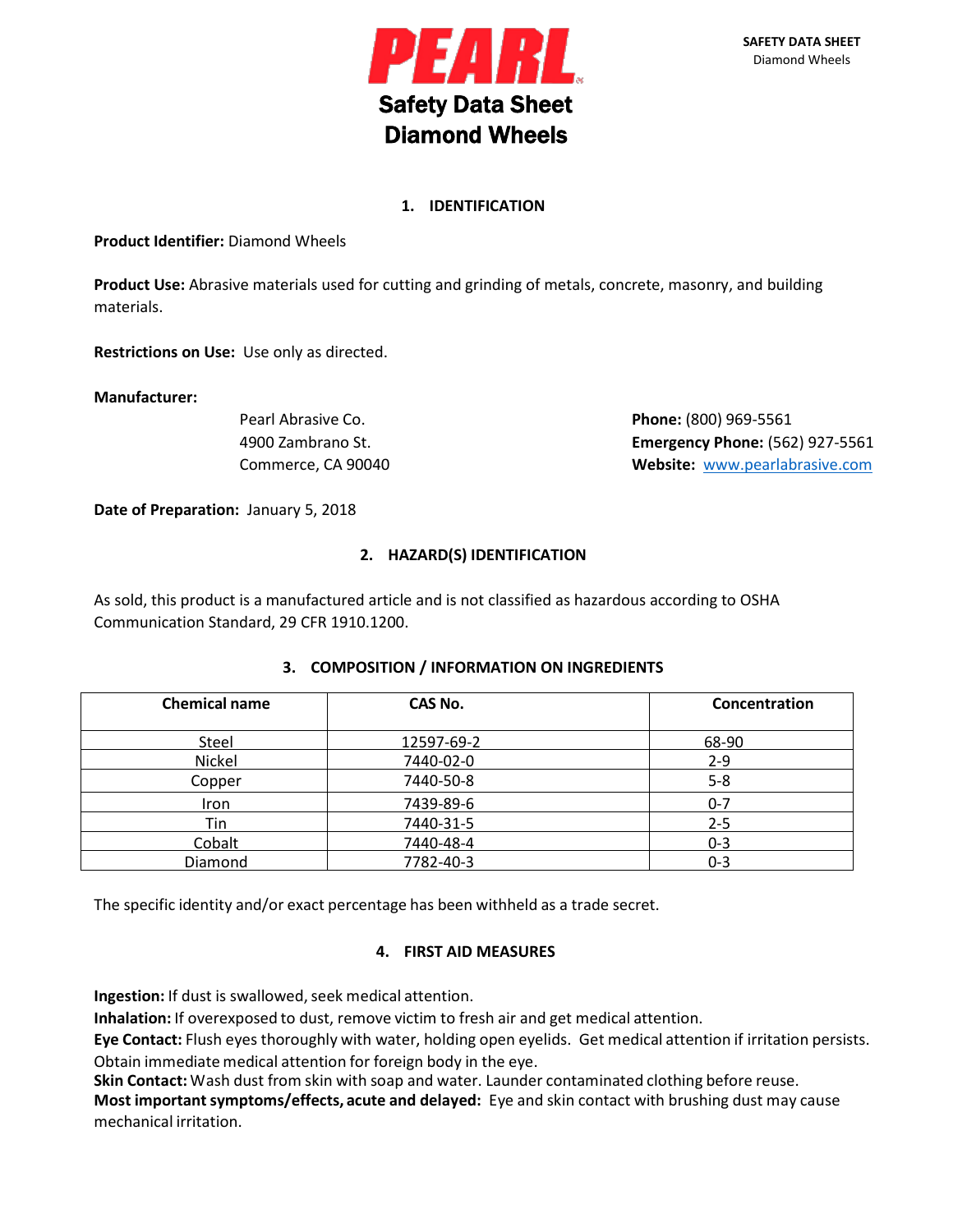# PEARL

# Safety Data Sheet
# Diamond Wheels

## 1. IDENTIFICATION

**Product Identifier:** Diamond Wheels

**Product Use:** Abrasive materials used for cutting and grinding of metals, concrete, masonry, and building materials.

**Restrictions on Use:** Use only as directed.

**Manufacturer:**

Pearl Abrasive Co.
4900 Zambrano St.
Commerce, CA 90040

**Phone:** (800) 969-5561
**Emergency Phone:** (562) 927-5561
**Website:** www.pearlabrasive.com

**Date of Preparation:** January 5, 2018

## 2. HAZARD(S) IDENTIFICATION

As sold, this product is a manufactured article and is not classified as hazardous according to OSHA Communication Standard, 29 CFR 1910.1200.

## 3. COMPOSITION / INFORMATION ON INGREDIENTS

| Chemical name | CAS No. | Concentration |
|---|---|---|
| Steel | 12597-69-2 | 68-90 |
| Nickel | 7440-02-0 | 2-9 |
| Copper | 7440-50-8 | 5-8 |
| Iron | 7439-89-6 | 0-7 |
| Tin | 7440-31-5 | 2-5 |
| Cobalt | 7440-48-4 | 0-3 |
| Diamond | 7782-40-3 | 0-3 |

The specific identity and/or exact percentage has been withheld as a trade secret.

## 4. FIRST AID MEASURES

**Ingestion:** If dust is swallowed, seek medical attention.
**Inhalation:** If overexposed to dust, remove victim to fresh air and get medical attention.
**Eye Contact:** Flush eyes thoroughly with water, holding open eyelids. Get medical attention if irritation persists. Obtain immediate medical attention for foreign body in the eye.
**Skin Contact:** Wash dust from skin with soap and water. Launder contaminated clothing before reuse.
**Most important symptoms/effects, acute and delayed:** Eye and skin contact with brushing dust may cause mechanical irritation.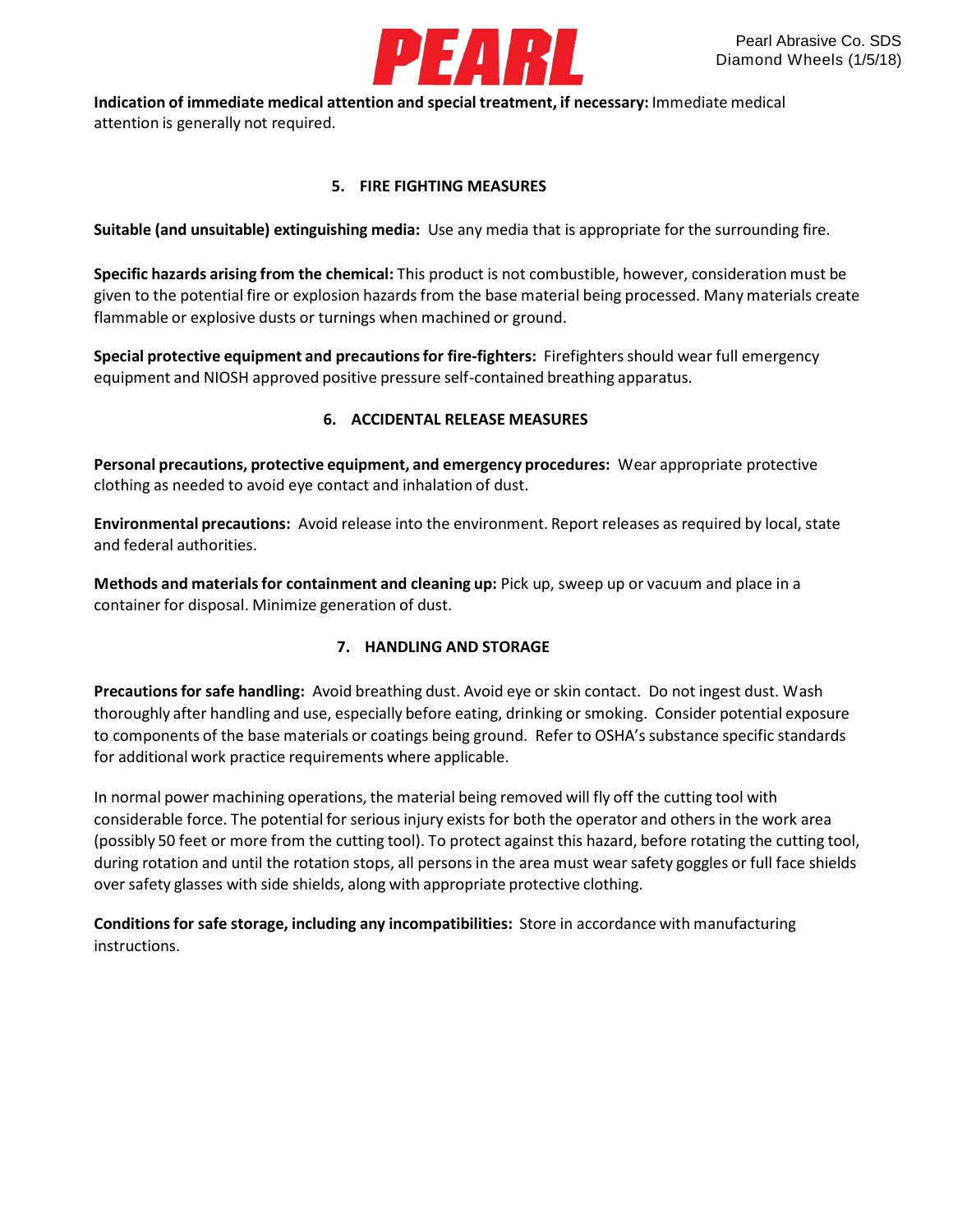**Indication of immediate medical attention and special treatment, if necessary:** Immediate medical attention is generally not required.

## 5. FIRE FIGHTING MEASURES

**Suitable (and unsuitable) extinguishing media:** Use any media that is appropriate for the surrounding fire.

**Specific hazards arising from the chemical:** This product is not combustible, however, consideration must be given to the potential fire or explosion hazards from the base material being processed. Many materials create flammable or explosive dusts or turnings when machined or ground.

**Special protective equipment and precautions for fire-fighters:** Firefighters should wear full emergency equipment and NIOSH approved positive pressure self-contained breathing apparatus.

## 6. ACCIDENTAL RELEASE MEASURES

**Personal precautions, protective equipment, and emergency procedures:** Wear appropriate protective clothing as needed to avoid eye contact and inhalation of dust.

**Environmental precautions:** Avoid release into the environment. Report releases as required by local, state and federal authorities.

**Methods and materials for containment and cleaning up:** Pick up, sweep up or vacuum and place in a container for disposal. Minimize generation of dust.

## 7. HANDLING AND STORAGE

**Precautions for safe handling:** Avoid breathing dust. Avoid eye or skin contact. Do not ingest dust. Wash thoroughly after handling and use, especially before eating, drinking or smoking. Consider potential exposure to components of the base materials or coatings being ground. Refer to OSHA's substance specific standards for additional work practice requirements where applicable.

In normal power machining operations, the material being removed will fly off the cutting tool with considerable force. The potential for serious injury exists for both the operator and others in the work area (possibly 50 feet or more from the cutting tool). To protect against this hazard, before rotating the cutting tool, during rotation and until the rotation stops, all persons in the area must wear safety goggles or full face shields over safety glasses with side shields, along with appropriate protective clothing.

**Conditions for safe storage, including any incompatibilities:** Store in accordance with manufacturing instructions.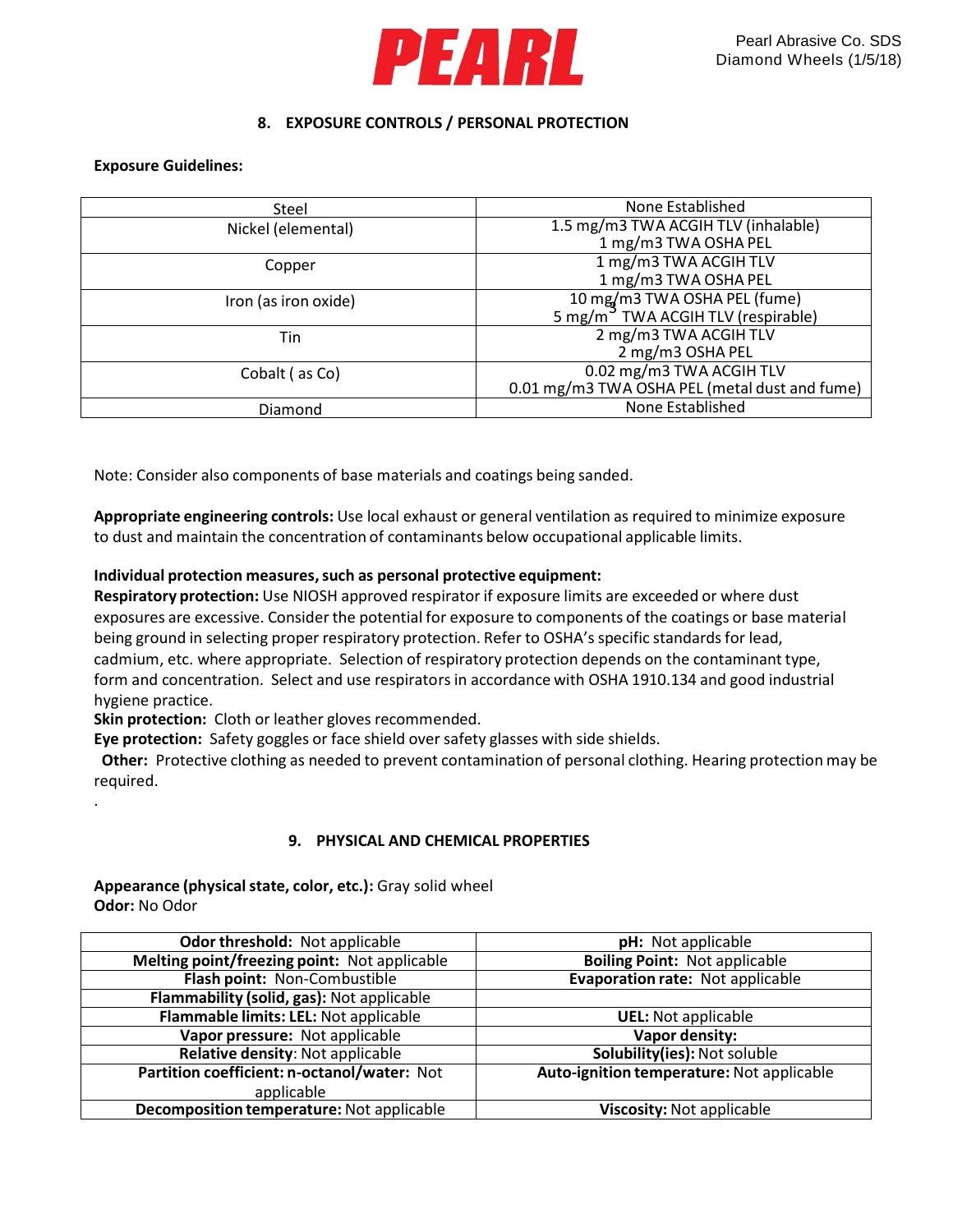## 8. EXPOSURE CONTROLS / PERSONAL PROTECTION

**Exposure Guidelines:**

| | |
|---|---|
| Steel | None Established |
| Nickel (elemental) | 1.5 mg/m3 TWA ACGIH TLV (inhalable)<br>1 mg/m3 TWA OSHA PEL |
| Copper | 1 mg/m3 TWA ACGIH TLV<br>1 mg/m3 TWA OSHA PEL |
| Iron (as iron oxide) | 10 mg/m3 TWA OSHA PEL (fume)<br>5 mg/m$^3$ TWA ACGIH TLV (respirable) |
| Tin | 2 mg/m3 TWA ACGIH TLV<br>2 mg/m3 OSHA PEL |
| Cobalt ( as Co) | 0.02 mg/m3 TWA ACGIH TLV<br>0.01 mg/m3 TWA OSHA PEL (metal dust and fume) |
| Diamond | None Established |

Note: Consider also components of base materials and coatings being sanded.

**Appropriate engineering controls:** Use local exhaust or general ventilation as required to minimize exposure to dust and maintain the concentration of contaminants below occupational applicable limits.

**Individual protection measures, such as personal protective equipment:**

**Respiratory protection:** Use NIOSH approved respirator if exposure limits are exceeded or where dust exposures are excessive. Consider the potential for exposure to components of the coatings or base material being ground in selecting proper respiratory protection. Refer to OSHA's specific standards for lead, cadmium, etc. where appropriate. Selection of respiratory protection depends on the contaminant type, form and concentration. Select and use respirators in accordance with OSHA 1910.134 and good industrial hygiene practice.

**Skin protection:** Cloth or leather gloves recommended.

**Eye protection:** Safety goggles or face shield over safety glasses with side shields.

**Other:** Protective clothing as needed to prevent contamination of personal clothing. Hearing protection may be required.

.

## 9. PHYSICAL AND CHEMICAL PROPERTIES

**Appearance (physical state, color, etc.):** Gray solid wheel
**Odor:** No Odor

| | |
|---|---|
| **Odor threshold:** Not applicable | **pH:** Not applicable |
| **Melting point/freezing point:** Not applicable | **Boiling Point:** Not applicable |
| **Flash point:** Non-Combustible | **Evaporation rate:** Not applicable |
| **Flammability (solid, gas):** Not applicable | |
| **Flammable limits: LEL:** Not applicable | **UEL:** Not applicable |
| **Vapor pressure:** Not applicable | **Vapor density:** |
| **Relative density**: Not applicable | **Solubility(ies):** Not soluble |
| **Partition coefficient: n-octanol/water:** Not applicable | **Auto-ignition temperature:** Not applicable |
| **Decomposition temperature:** Not applicable | **Viscosity:** Not applicable |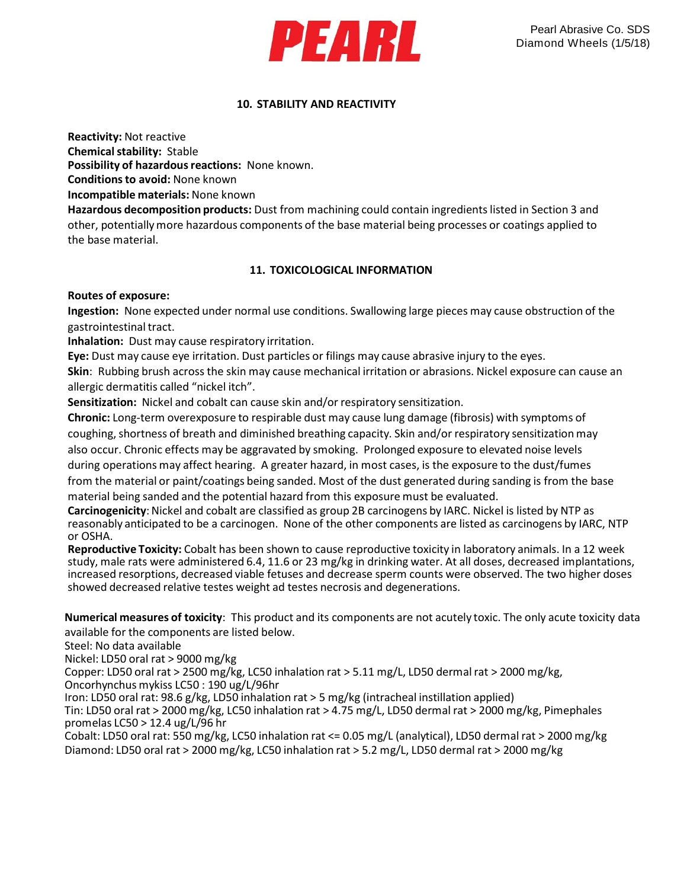## 10. STABILITY AND REACTIVITY

**Reactivity:** Not reactive
**Chemical stability:** Stable
**Possibility of hazardous reactions:** None known.
**Conditions to avoid:** None known
**Incompatible materials:** None known
**Hazardous decomposition products:** Dust from machining could contain ingredients listed in Section 3 and other, potentially more hazardous components of the base material being processes or coatings applied to the base material.

## 11. TOXICOLOGICAL INFORMATION

**Routes of exposure:**
**Ingestion:** None expected under normal use conditions. Swallowing large pieces may cause obstruction of the gastrointestinal tract.
**Inhalation:** Dust may cause respiratory irritation.
**Eye:** Dust may cause eye irritation. Dust particles or filings may cause abrasive injury to the eyes.
**Skin**: Rubbing brush across the skin may cause mechanical irritation or abrasions. Nickel exposure can cause an allergic dermatitis called "nickel itch".
**Sensitization:** Nickel and cobalt can cause skin and/or respiratory sensitization.
**Chronic:** Long-term overexposure to respirable dust may cause lung damage (fibrosis) with symptoms of coughing, shortness of breath and diminished breathing capacity. Skin and/or respiratory sensitization may also occur. Chronic effects may be aggravated by smoking. Prolonged exposure to elevated noise levels during operations may affect hearing. A greater hazard, in most cases, is the exposure to the dust/fumes from the material or paint/coatings being sanded. Most of the dust generated during sanding is from the base material being sanded and the potential hazard from this exposure must be evaluated.
**Carcinogenicity**: Nickel and cobalt are classified as group 2B carcinogens by IARC. Nickel is listed by NTP as reasonably anticipated to be a carcinogen. None of the other components are listed as carcinogens by IARC, NTP or OSHA.
**Reproductive Toxicity:** Cobalt has been shown to cause reproductive toxicity in laboratory animals. In a 12 week study, male rats were administered 6.4, 11.6 or 23 mg/kg in drinking water. At all doses, decreased implantations, increased resorptions, decreased viable fetuses and decrease sperm counts were observed. The two higher doses showed decreased relative testes weight ad testes necrosis and degenerations.

**Numerical measures of toxicity**: This product and its components are not acutely toxic. The only acute toxicity data available for the components are listed below.
Steel: No data available
Nickel: LD50 oral rat > 9000 mg/kg
Copper: LD50 oral rat > 2500 mg/kg, LC50 inhalation rat > 5.11 mg/L, LD50 dermal rat > 2000 mg/kg, Oncorhynchus mykiss LC50 : 190 ug/L/96hr
Iron: LD50 oral rat: 98.6 g/kg, LD50 inhalation rat > 5 mg/kg (intracheal instillation applied)
Tin: LD50 oral rat > 2000 mg/kg, LC50 inhalation rat > 4.75 mg/L, LD50 dermal rat > 2000 mg/kg, Pimephales promelas LC50 > 12.4 ug/L/96 hr
Cobalt: LD50 oral rat: 550 mg/kg, LC50 inhalation rat <= 0.05 mg/L (analytical), LD50 dermal rat > 2000 mg/kg
Diamond: LD50 oral rat > 2000 mg/kg, LC50 inhalation rat > 5.2 mg/L, LD50 dermal rat > 2000 mg/kg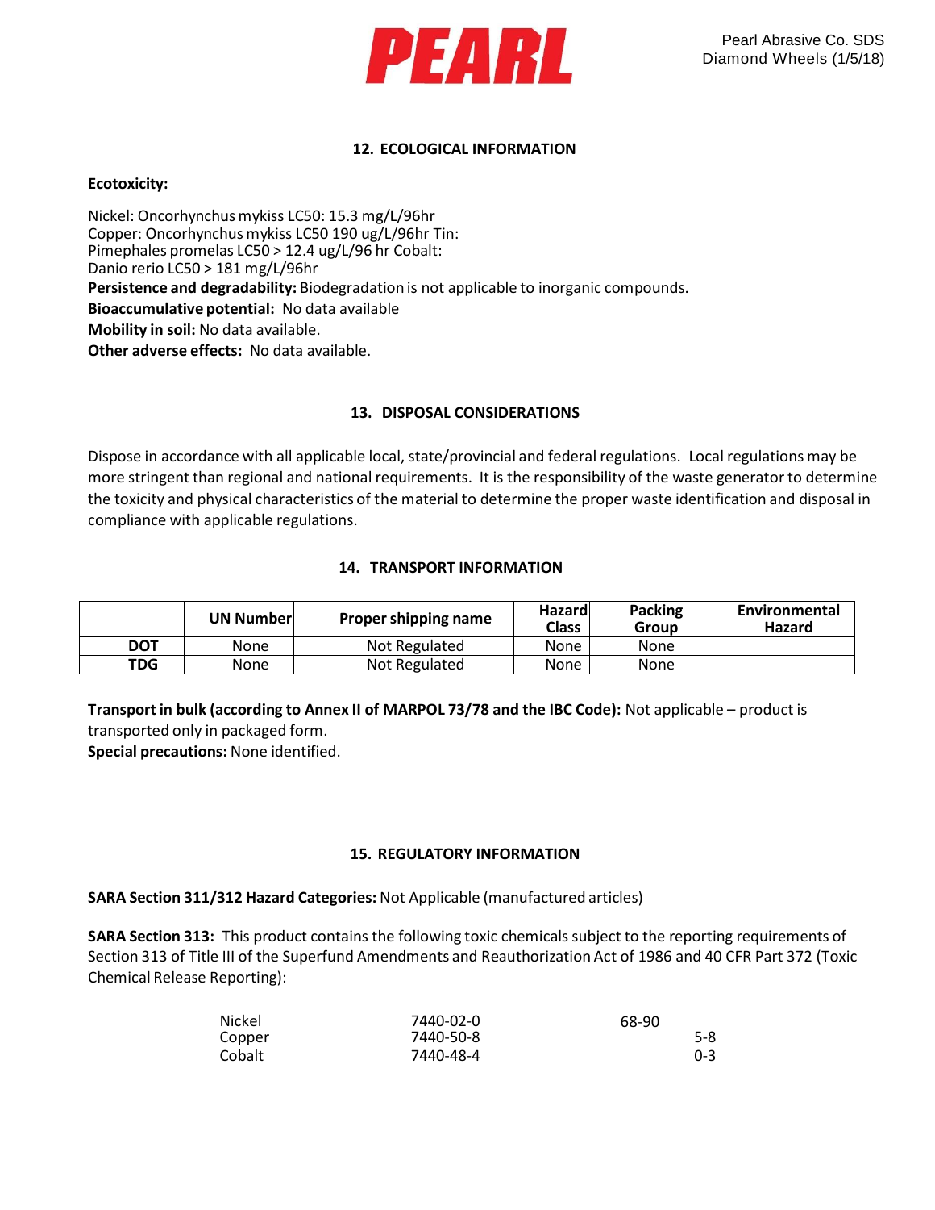## 12. ECOLOGICAL INFORMATION

**Ecotoxicity:**

Nickel: Oncorhynchus mykiss LC50: 15.3 mg/L/96hr
Copper: Oncorhynchus mykiss LC50 190 ug/L/96hr Tin:
Pimephales promelas LC50 > 12.4 ug/L/96 hr Cobalt:
Danio rerio LC50 > 181 mg/L/96hr

**Persistence and degradability:** Biodegradation is not applicable to inorganic compounds.

**Bioaccumulative potential:** No data available

**Mobility in soil:** No data available.

**Other adverse effects:** No data available.

## 13. DISPOSAL CONSIDERATIONS

Dispose in accordance with all applicable local, state/provincial and federal regulations. Local regulations may be more stringent than regional and national requirements. It is the responsibility of the waste generator to determine the toxicity and physical characteristics of the material to determine the proper waste identification and disposal in compliance with applicable regulations.

## 14. TRANSPORT INFORMATION

| | UN Number | Proper shipping name | Hazard Class | Packing Group | Environmental Hazard |
|---|---|---|---|---|---|
| **DOT** | None | Not Regulated | None | None | |
| **TDG** | None | Not Regulated | None | None | |

**Transport in bulk (according to Annex II of MARPOL 73/78 and the IBC Code):** Not applicable – product is transported only in packaged form.

**Special precautions:** None identified.

## 15. REGULATORY INFORMATION

**SARA Section 311/312 Hazard Categories:** Not Applicable (manufactured articles)

**SARA Section 313:** This product contains the following toxic chemicals subject to the reporting requirements of Section 313 of Title III of the Superfund Amendments and Reauthorization Act of 1986 and 40 CFR Part 372 (Toxic Chemical Release Reporting):

| | | |
|---|---|---|
| Nickel | 7440-02-0 | 68-90 |
| Copper | 7440-50-8 | 5-8 |
| Cobalt | 7440-48-4 | 0-3 |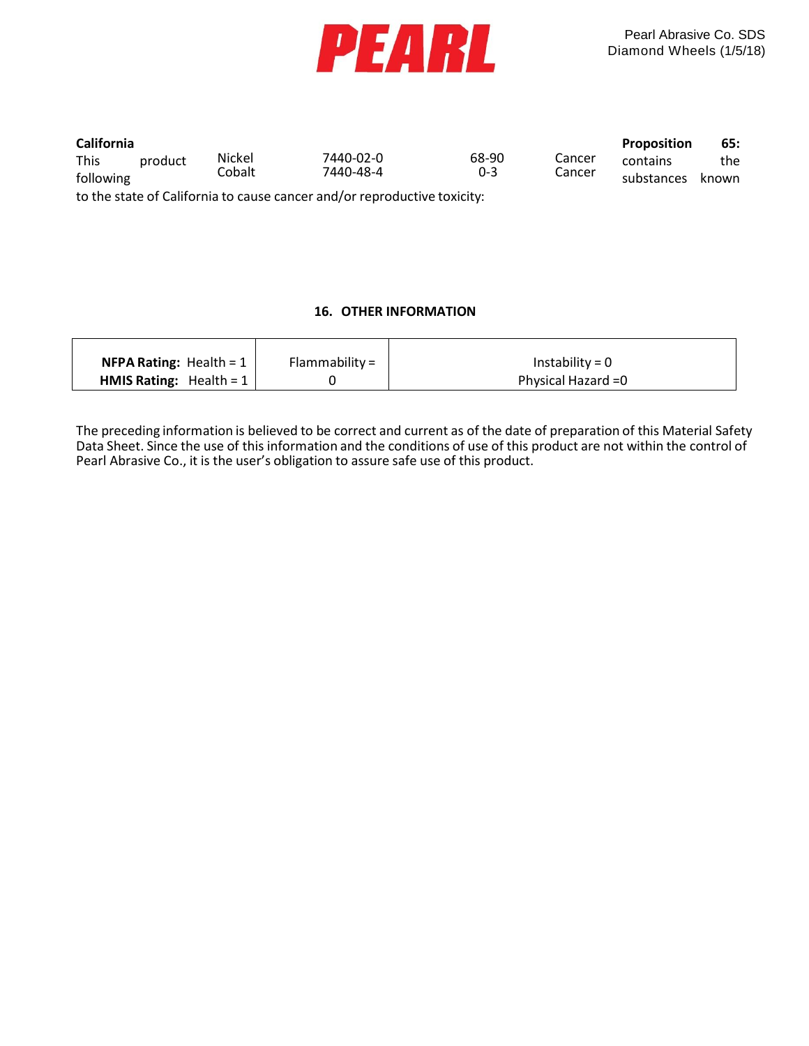**California Proposition 65:** This product contains the following substances known to the state of California to cause cancer and/or reproductive toxicity:

| | | | |
|---|---|---|---|
| Nickel | 7440-02-0 | 68-90 | Cancer |
| Cobalt | 7440-48-4 | 0-3 | Cancer |

## 16. OTHER INFORMATION

| | | |
|---|---|---|
| **NFPA Rating:** Health = 1 | Flammability = 0 | Instability = 0 |
| **HMIS Rating:** Health = 1 | | Physical Hazard =0 |

The preceding information is believed to be correct and current as of the date of preparation of this Material Safety Data Sheet. Since the use of this information and the conditions of use of this product are not within the control of Pearl Abrasive Co., it is the user's obligation to assure safe use of this product.